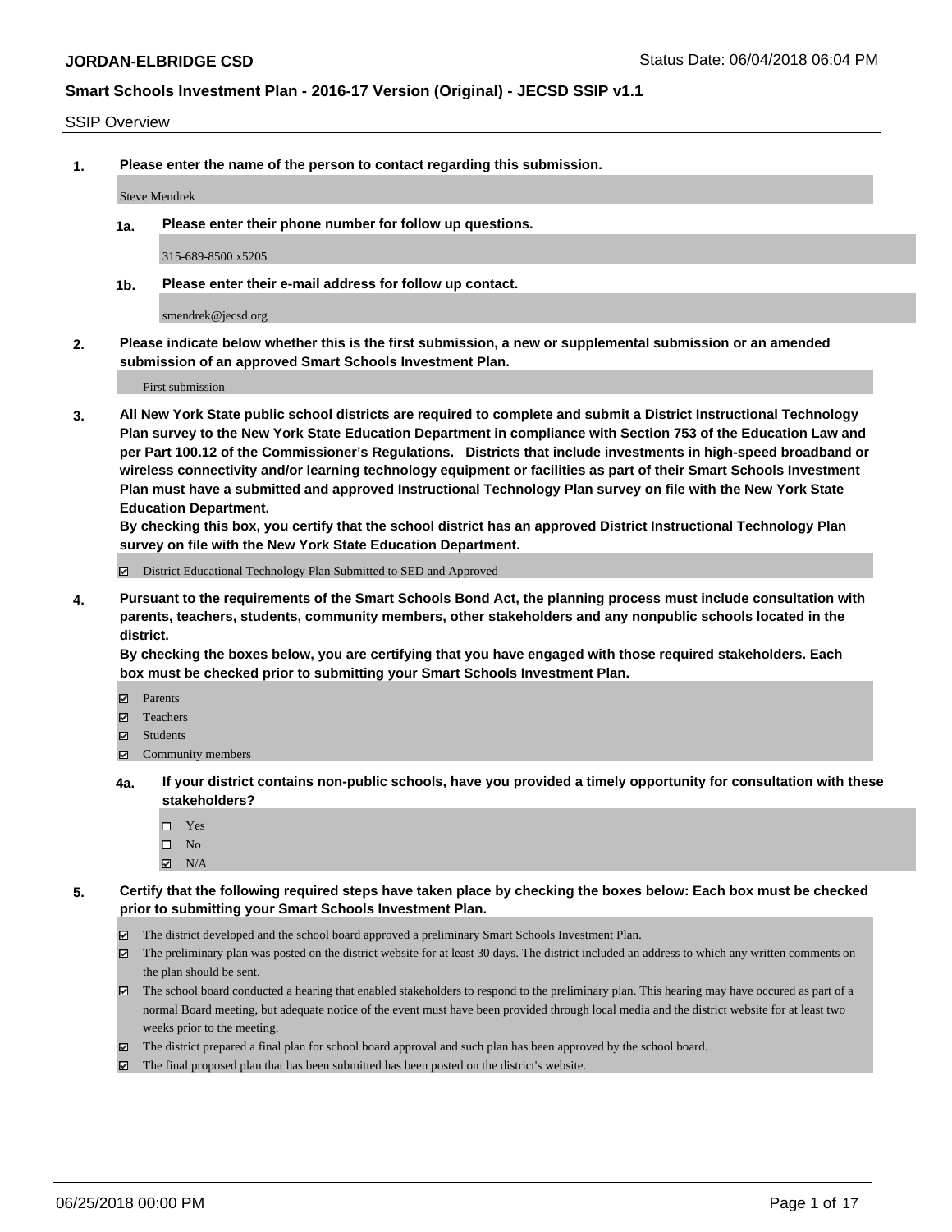SSIP Overview

**1. Please enter the name of the person to contact regarding this submission.**

Steve Mendrek

**1a. Please enter their phone number for follow up questions.**

315-689-8500 x5205

**1b. Please enter their e-mail address for follow up contact.**

smendrek@jecsd.org

**2. Please indicate below whether this is the first submission, a new or supplemental submission or an amended submission of an approved Smart Schools Investment Plan.**

First submission

**3. All New York State public school districts are required to complete and submit a District Instructional Technology Plan survey to the New York State Education Department in compliance with Section 753 of the Education Law and per Part 100.12 of the Commissioner's Regulations. Districts that include investments in high-speed broadband or wireless connectivity and/or learning technology equipment or facilities as part of their Smart Schools Investment Plan must have a submitted and approved Instructional Technology Plan survey on file with the New York State Education Department.**
**By checking this box, you certify that the school district has an approved District Instructional Technology Plan survey on file with the New York State Education Department.**

- ☑ District Educational Technology Plan Submitted to SED and Approved

**4. Pursuant to the requirements of the Smart Schools Bond Act, the planning process must include consultation with parents, teachers, students, community members, other stakeholders and any nonpublic schools located in the district.**
**By checking the boxes below, you are certifying that you have engaged with those required stakeholders. Each box must be checked prior to submitting your Smart Schools Investment Plan.**

- ☑ Parents
- ☑ Teachers
- ☑ Students
- ☑ Community members

**4a. If your district contains non-public schools, have you provided a timely opportunity for consultation with these stakeholders?**

- ☐ Yes
- ☐ No
- ☑ N/A

**5. Certify that the following required steps have taken place by checking the boxes below: Each box must be checked prior to submitting your Smart Schools Investment Plan.**

- ☑ The district developed and the school board approved a preliminary Smart Schools Investment Plan.
- ☑ The preliminary plan was posted on the district website for at least 30 days. The district included an address to which any written comments on the plan should be sent.
- ☑ The school board conducted a hearing that enabled stakeholders to respond to the preliminary plan. This hearing may have occured as part of a normal Board meeting, but adequate notice of the event must have been provided through local media and the district website for at least two weeks prior to the meeting.
- ☑ The district prepared a final plan for school board approval and such plan has been approved by the school board.
- ☑ The final proposed plan that has been submitted has been posted on the district's website.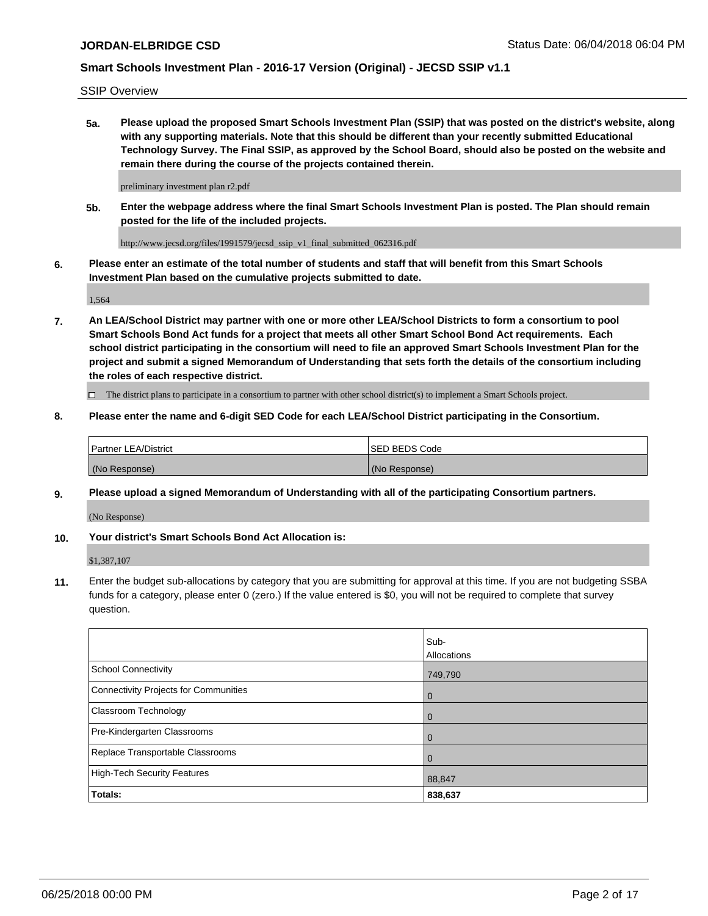SSIP Overview

**5a. Please upload the proposed Smart Schools Investment Plan (SSIP) that was posted on the district's website, along with any supporting materials. Note that this should be different than your recently submitted Educational Technology Survey. The Final SSIP, as approved by the School Board, should also be posted on the website and remain there during the course of the projects contained therein.**

preliminary investment plan r2.pdf

**5b. Enter the webpage address where the final Smart Schools Investment Plan is posted. The Plan should remain posted for the life of the included projects.**

http://www.jecsd.org/files/1991579/jecsd_ssip_v1_final_submitted_062316.pdf

**6. Please enter an estimate of the total number of students and staff that will benefit from this Smart Schools Investment Plan based on the cumulative projects submitted to date.**

1,564

**7. An LEA/School District may partner with one or more other LEA/School Districts to form a consortium to pool Smart Schools Bond Act funds for a project that meets all other Smart School Bond Act requirements. Each school district participating in the consortium will need to file an approved Smart Schools Investment Plan for the project and submit a signed Memorandum of Understanding that sets forth the details of the consortium including the roles of each respective district.**

☐ The district plans to participate in a consortium to partner with other school district(s) to implement a Smart Schools project.

**8. Please enter the name and 6-digit SED Code for each LEA/School District participating in the Consortium.**

| Partner LEA/District | SED BEDS Code |
|---|---|
| (No Response) | (No Response) |

**9. Please upload a signed Memorandum of Understanding with all of the participating Consortium partners.**

(No Response)

**10. Your district's Smart Schools Bond Act Allocation is:**

$1,387,107

**11.** Enter the budget sub-allocations by category that you are submitting for approval at this time. If you are not budgeting SSBA funds for a category, please enter 0 (zero.) If the value entered is $0, you will not be required to complete that survey question.

| | Sub-Allocations |
|---|---|
| School Connectivity | 749,790 |
| Connectivity Projects for Communities | 0 |
| Classroom Technology | 0 |
| Pre-Kindergarten Classrooms | 0 |
| Replace Transportable Classrooms | 0 |
| High-Tech Security Features | 88,847 |
| **Totals:** | **838,637** |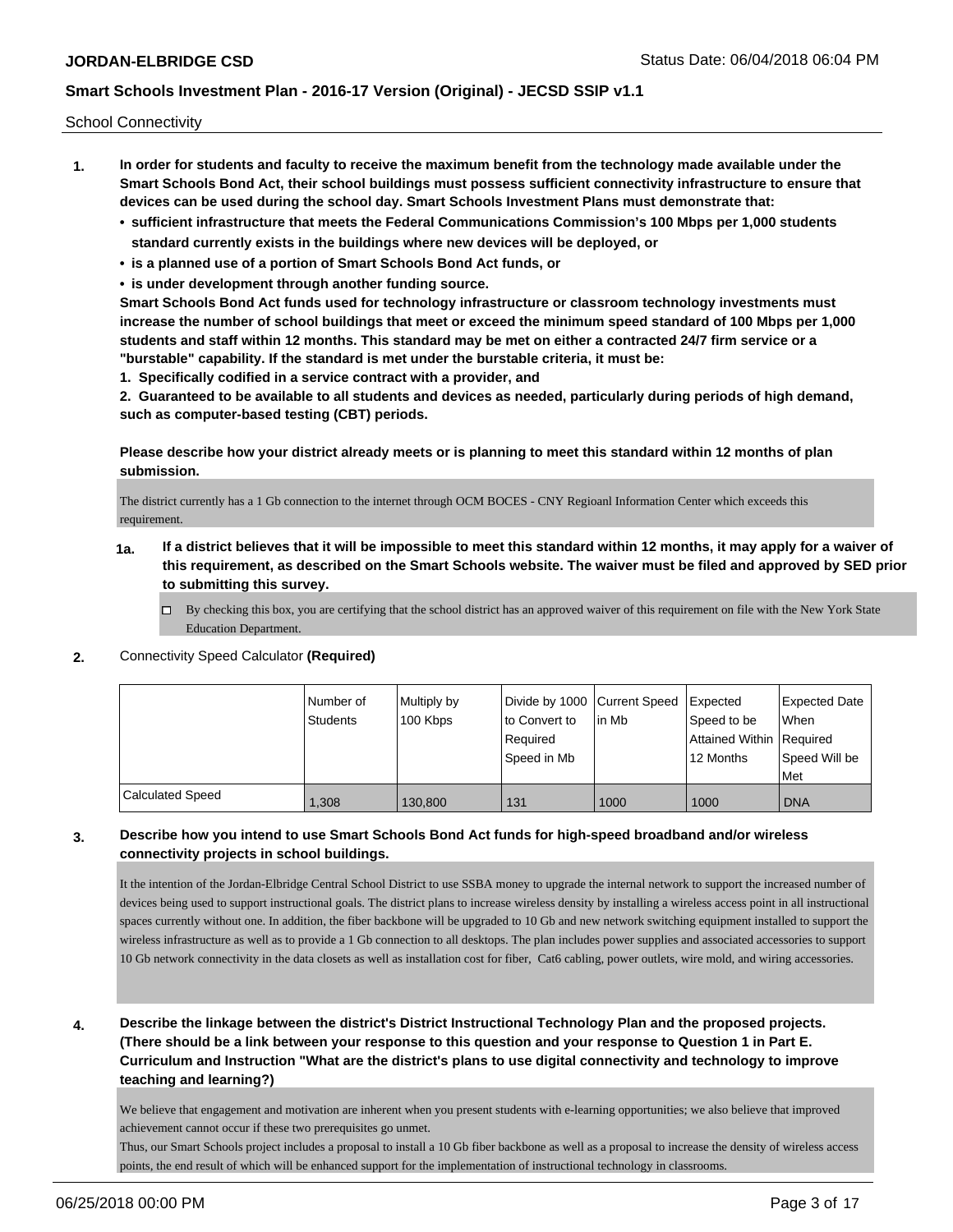School Connectivity

1. **In order for students and faculty to receive the maximum benefit from the technology made available under the Smart Schools Bond Act, their school buildings must possess sufficient connectivity infrastructure to ensure that devices can be used during the school day. Smart Schools Investment Plans must demonstrate that:**
   - **sufficient infrastructure that meets the Federal Communications Commission's 100 Mbps per 1,000 students standard currently exists in the buildings where new devices will be deployed, or**
   - **is a planned use of a portion of Smart Schools Bond Act funds, or**
   - **is under development through another funding source.**

   **Smart Schools Bond Act funds used for technology infrastructure or classroom technology investments must increase the number of school buildings that meet or exceed the minimum speed standard of 100 Mbps per 1,000 students and staff within 12 months. This standard may be met on either a contracted 24/7 firm service or a "burstable" capability. If the standard is met under the burstable criteria, it must be:**

   **1. Specifically codified in a service contract with a provider, and**

   **2. Guaranteed to be available to all students and devices as needed, particularly during periods of high demand, such as computer-based testing (CBT) periods.**

   **Please describe how your district already meets or is planning to meet this standard within 12 months of plan submission.**

   The district currently has a 1 Gb connection to the internet through OCM BOCES - CNY Regioanl Information Center which exceeds this requirement.

   **1a. If a district believes that it will be impossible to meet this standard within 12 months, it may apply for a waiver of this requirement, as described on the Smart Schools website. The waiver must be filed and approved by SED prior to submitting this survey.**

   ☐ By checking this box, you are certifying that the school district has an approved waiver of this requirement on file with the New York State Education Department.

2. Connectivity Speed Calculator **(Required)**

| | Number of Students | Multiply by 100 Kbps | Divide by 1000 to Convert to Required Speed in Mb | Current Speed in Mb | Expected Speed to be Attained Within 12 Months | Expected Date When Required Speed Will be Met |
|---|---|---|---|---|---|---|
| Calculated Speed | 1,308 | 130,800 | 131 | 1000 | 1000 | DNA |

3. **Describe how you intend to use Smart Schools Bond Act funds for high-speed broadband and/or wireless connectivity projects in school buildings.**

   It the intention of the Jordan-Elbridge Central School District to use SSBA money to upgrade the internal network to support the increased number of devices being used to support instructional goals. The district plans to increase wireless density by installing a wireless access point in all instructional spaces currently without one. In addition, the fiber backbone will be upgraded to 10 Gb and new network switching equipment installed to support the wireless infrastructure as well as to provide a 1 Gb connection to all desktops. The plan includes power supplies and associated accessories to support 10 Gb network connectivity in the data closets as well as installation cost for fiber, Cat6 cabling, power outlets, wire mold, and wiring accessories.

4. **Describe the linkage between the district's District Instructional Technology Plan and the proposed projects. (There should be a link between your response to this question and your response to Question 1 in Part E. Curriculum and Instruction "What are the district's plans to use digital connectivity and technology to improve teaching and learning?)**

   We believe that engagement and motivation are inherent when you present students with e-learning opportunities; we also believe that improved achievement cannot occur if these two prerequisites go unmet.
   Thus, our Smart Schools project includes a proposal to install a 10 Gb fiber backbone as well as a proposal to increase the density of wireless access points, the end result of which will be enhanced support for the implementation of instructional technology in classrooms.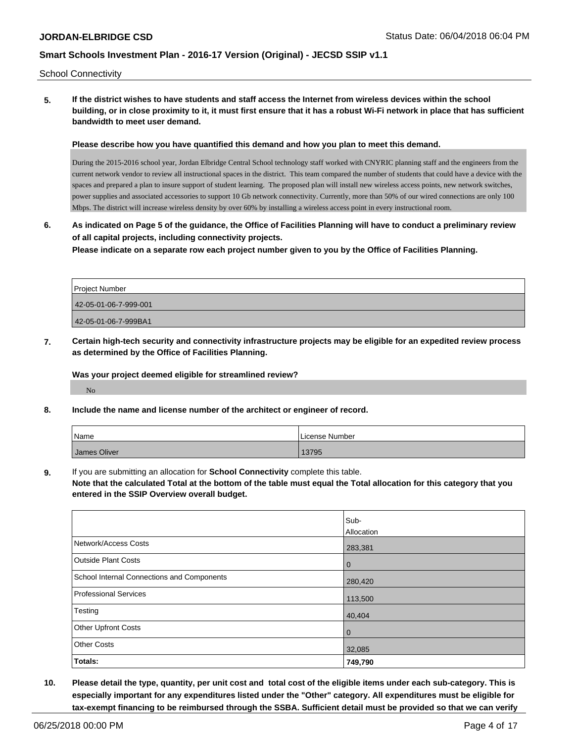School Connectivity

**5. If the district wishes to have students and staff access the Internet from wireless devices within the school building, or in close proximity to it, it must first ensure that it has a robust Wi-Fi network in place that has sufficient bandwidth to meet user demand.**

**Please describe how you have quantified this demand and how you plan to meet this demand.**

During the 2015-2016 school year, Jordan Elbridge Central School technology staff worked with CNYRIC planning staff and the engineers from the current network vendor to review all instructional spaces in the district. This team compared the number of students that could have a device with the spaces and prepared a plan to insure support of student learning. The proposed plan will install new wireless access points, new network switches, power supplies and associated accessories to support 10 Gb network connectivity. Currently, more than 50% of our wired connections are only 100 Mbps. The district will increase wireless density by over 60% by installing a wireless access point in every instructional room.

**6. As indicated on Page 5 of the guidance, the Office of Facilities Planning will have to conduct a preliminary review of all capital projects, including connectivity projects.**
**Please indicate on a separate row each project number given to you by the Office of Facilities Planning.**

| Project Number |
|---|
| 42-05-01-06-7-999-001 |
| 42-05-01-06-7-999BA1 |

**7. Certain high-tech security and connectivity infrastructure projects may be eligible for an expedited review process as determined by the Office of Facilities Planning.**

**Was your project deemed eligible for streamlined review?**

No

**8. Include the name and license number of the architect or engineer of record.**

| Name | License Number |
|---|---|
| James Oliver | 13795 |

**9.** If you are submitting an allocation for **School Connectivity** complete this table.
**Note that the calculated Total at the bottom of the table must equal the Total allocation for this category that you entered in the SSIP Overview overall budget.**

| | Sub-Allocation |
|---|---|
| Network/Access Costs | 283,381 |
| Outside Plant Costs | 0 |
| School Internal Connections and Components | 280,420 |
| Professional Services | 113,500 |
| Testing | 40,404 |
| Other Upfront Costs | 0 |
| Other Costs | 32,085 |
| **Totals:** | **749,790** |

**10. Please detail the type, quantity, per unit cost and total cost of the eligible items under each sub-category. This is especially important for any expenditures listed under the "Other" category. All expenditures must be eligible for tax-exempt financing to be reimbursed through the SSBA. Sufficient detail must be provided so that we can verify**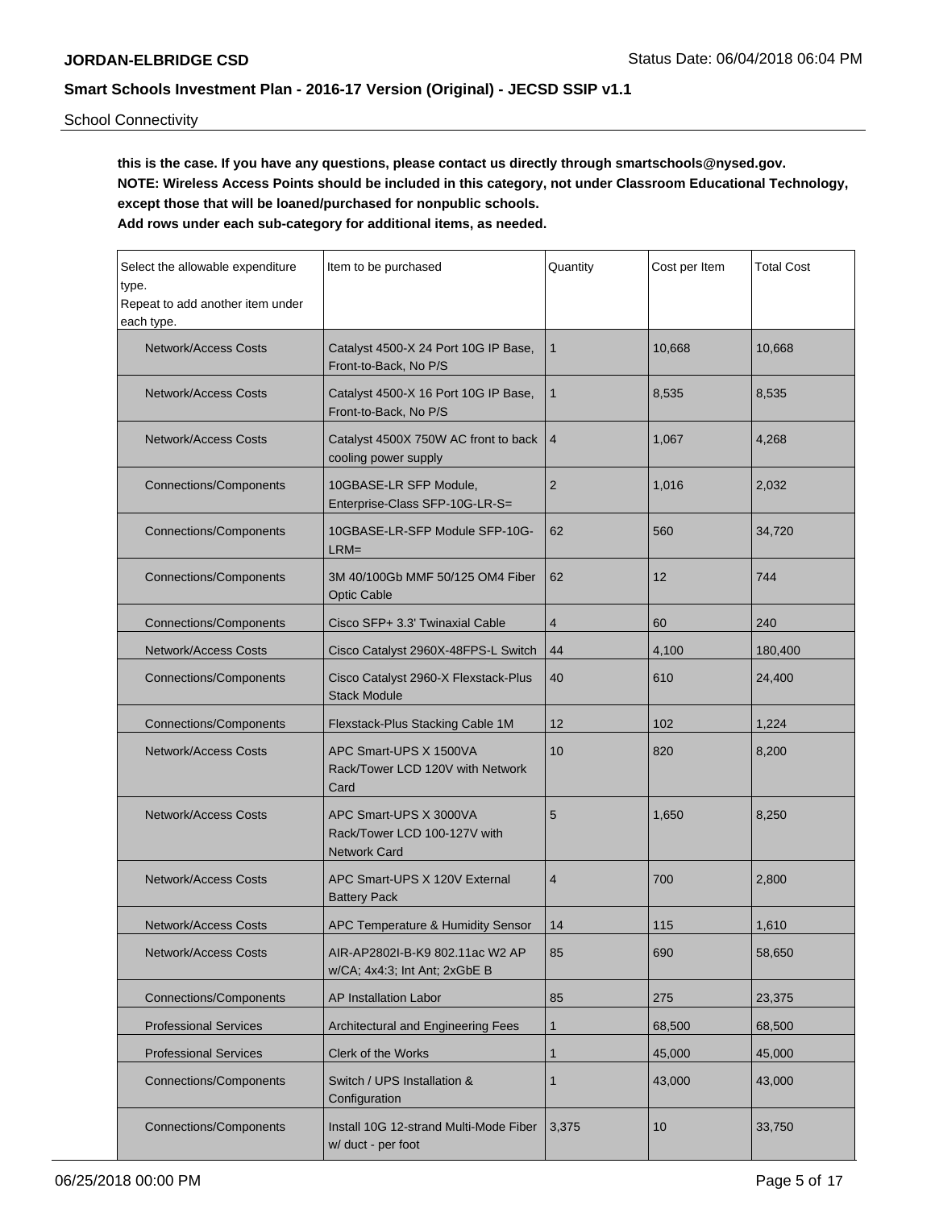School Connectivity

**this is the case. If you have any questions, please contact us directly through smartschools@nysed.gov.**
**NOTE: Wireless Access Points should be included in this category, not under Classroom Educational Technology, except those that will be loaned/purchased for nonpublic schools.**
**Add rows under each sub-category for additional items, as needed.**

| Select the allowable expenditure type. Repeat to add another item under each type. | Item to be purchased | Quantity | Cost per Item | Total Cost |
|---|---|---|---|---|
| Network/Access Costs | Catalyst 4500-X 24 Port 10G IP Base, Front-to-Back, No P/S | 1 | 10,668 | 10,668 |
| Network/Access Costs | Catalyst 4500-X 16 Port 10G IP Base, Front-to-Back, No P/S | 1 | 8,535 | 8,535 |
| Network/Access Costs | Catalyst 4500X 750W AC front to back cooling power supply | 4 | 1,067 | 4,268 |
| Connections/Components | 10GBASE-LR SFP Module, Enterprise-Class SFP-10G-LR-S= | 2 | 1,016 | 2,032 |
| Connections/Components | 10GBASE-LR-SFP Module SFP-10G-LRM= | 62 | 560 | 34,720 |
| Connections/Components | 3M 40/100Gb MMF 50/125 OM4 Fiber Optic Cable | 62 | 12 | 744 |
| Connections/Components | Cisco SFP+ 3.3' Twinaxial Cable | 4 | 60 | 240 |
| Network/Access Costs | Cisco Catalyst 2960X-48FPS-L Switch | 44 | 4,100 | 180,400 |
| Connections/Components | Cisco Catalyst 2960-X Flexstack-Plus Stack Module | 40 | 610 | 24,400 |
| Connections/Components | Flexstack-Plus Stacking Cable 1M | 12 | 102 | 1,224 |
| Network/Access Costs | APC Smart-UPS X 1500VA Rack/Tower LCD 120V with Network Card | 10 | 820 | 8,200 |
| Network/Access Costs | APC Smart-UPS X 3000VA Rack/Tower LCD 100-127V with Network Card | 5 | 1,650 | 8,250 |
| Network/Access Costs | APC Smart-UPS X 120V External Battery Pack | 4 | 700 | 2,800 |
| Network/Access Costs | APC Temperature & Humidity Sensor | 14 | 115 | 1,610 |
| Network/Access Costs | AIR-AP2802I-B-K9 802.11ac W2 AP w/CA; 4x4:3; Int Ant; 2xGbE B | 85 | 690 | 58,650 |
| Connections/Components | AP Installation Labor | 85 | 275 | 23,375 |
| Professional Services | Architectural and Engineering Fees | 1 | 68,500 | 68,500 |
| Professional Services | Clerk of the Works | 1 | 45,000 | 45,000 |
| Connections/Components | Switch / UPS Installation & Configuration | 1 | 43,000 | 43,000 |
| Connections/Components | Install 10G 12-strand Multi-Mode Fiber w/ duct - per foot | 3,375 | 10 | 33,750 |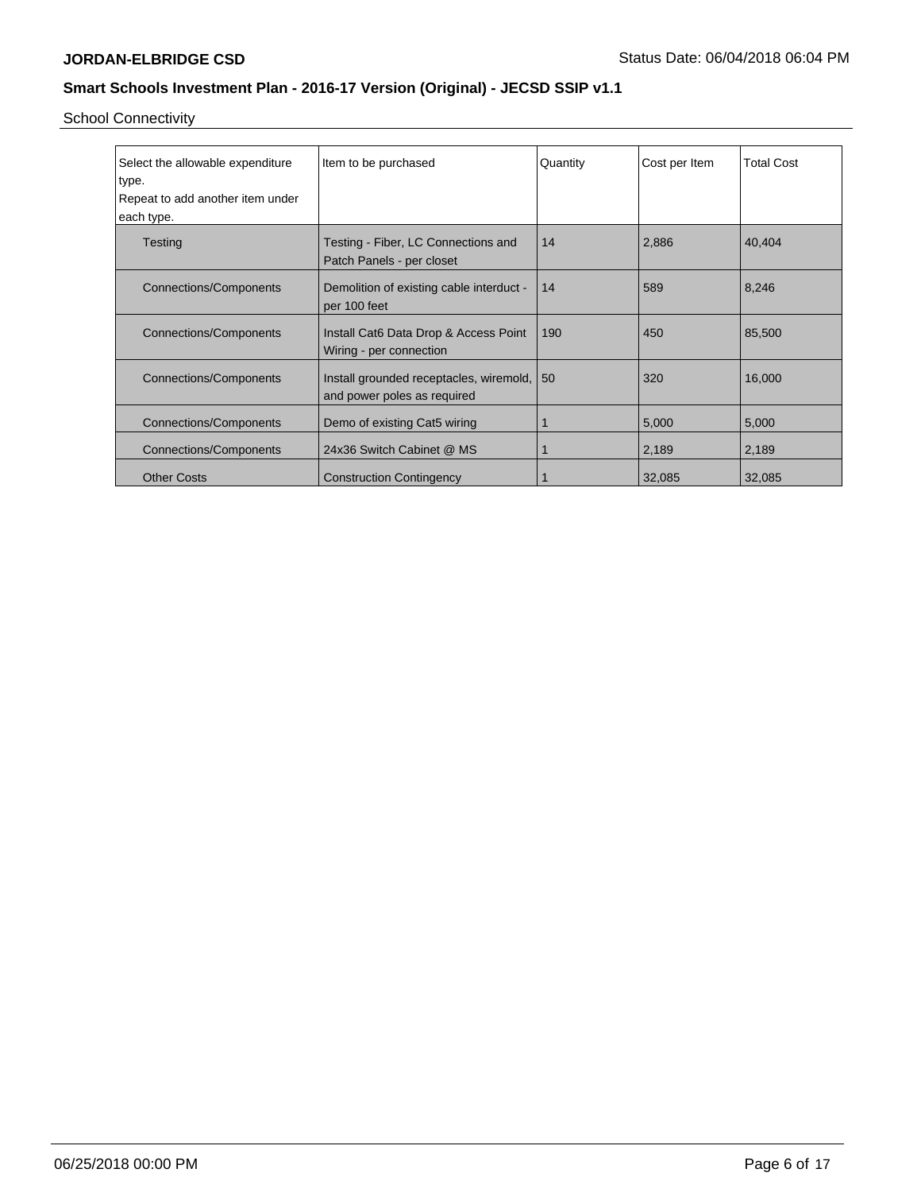School Connectivity

| Select the allowable expenditure type. Repeat to add another item under each type. | Item to be purchased | Quantity | Cost per Item | Total Cost |
|---|---|---|---|---|
| Testing | Testing - Fiber, LC Connections and Patch Panels - per closet | 14 | 2,886 | 40,404 |
| Connections/Components | Demolition of existing cable interduct - per 100 feet | 14 | 589 | 8,246 |
| Connections/Components | Install Cat6 Data Drop & Access Point Wiring - per connection | 190 | 450 | 85,500 |
| Connections/Components | Install grounded receptacles, wiremold, and power poles as required | 50 | 320 | 16,000 |
| Connections/Components | Demo of existing Cat5 wiring | 1 | 5,000 | 5,000 |
| Connections/Components | 24x36 Switch Cabinet @ MS | 1 | 2,189 | 2,189 |
| Other Costs | Construction Contingency | 1 | 32,085 | 32,085 |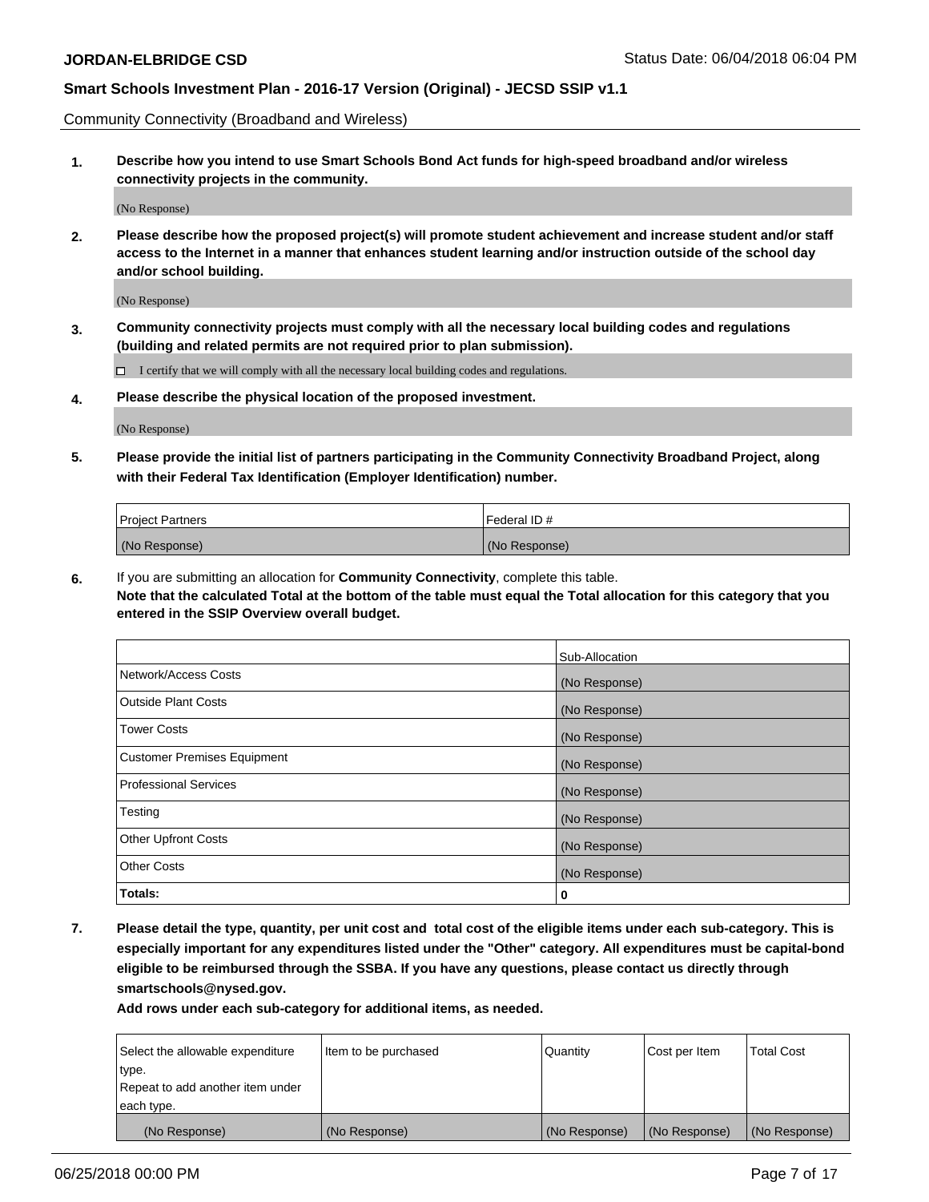Community Connectivity (Broadband and Wireless)

**1. Describe how you intend to use Smart Schools Bond Act funds for high-speed broadband and/or wireless connectivity projects in the community.**

(No Response)

**2. Please describe how the proposed project(s) will promote student achievement and increase student and/or staff access to the Internet in a manner that enhances student learning and/or instruction outside of the school day and/or school building.**

(No Response)

**3. Community connectivity projects must comply with all the necessary local building codes and regulations (building and related permits are not required prior to plan submission).**

☐ I certify that we will comply with all the necessary local building codes and regulations.

**4. Please describe the physical location of the proposed investment.**

(No Response)

**5. Please provide the initial list of partners participating in the Community Connectivity Broadband Project, along with their Federal Tax Identification (Employer Identification) number.**

| Project Partners | Federal ID # |
| --- | --- |
| (No Response) | (No Response) |

**6.** If you are submitting an allocation for **Community Connectivity**, complete this table.
**Note that the calculated Total at the bottom of the table must equal the Total allocation for this category that you entered in the SSIP Overview overall budget.**

| | Sub-Allocation |
| --- | --- |
| Network/Access Costs | (No Response) |
| Outside Plant Costs | (No Response) |
| Tower Costs | (No Response) |
| Customer Premises Equipment | (No Response) |
| Professional Services | (No Response) |
| Testing | (No Response) |
| Other Upfront Costs | (No Response) |
| Other Costs | (No Response) |
| **Totals:** | **0** |

**7. Please detail the type, quantity, per unit cost and total cost of the eligible items under each sub-category. This is especially important for any expenditures listed under the "Other" category. All expenditures must be capital-bond eligible to be reimbursed through the SSBA. If you have any questions, please contact us directly through smartschools@nysed.gov.**
**Add rows under each sub-category for additional items, as needed.**

| Select the allowable expenditure type. Repeat to add another item under each type. | Item to be purchased | Quantity | Cost per Item | Total Cost |
| --- | --- | --- | --- | --- |
| (No Response) | (No Response) | (No Response) | (No Response) | (No Response) |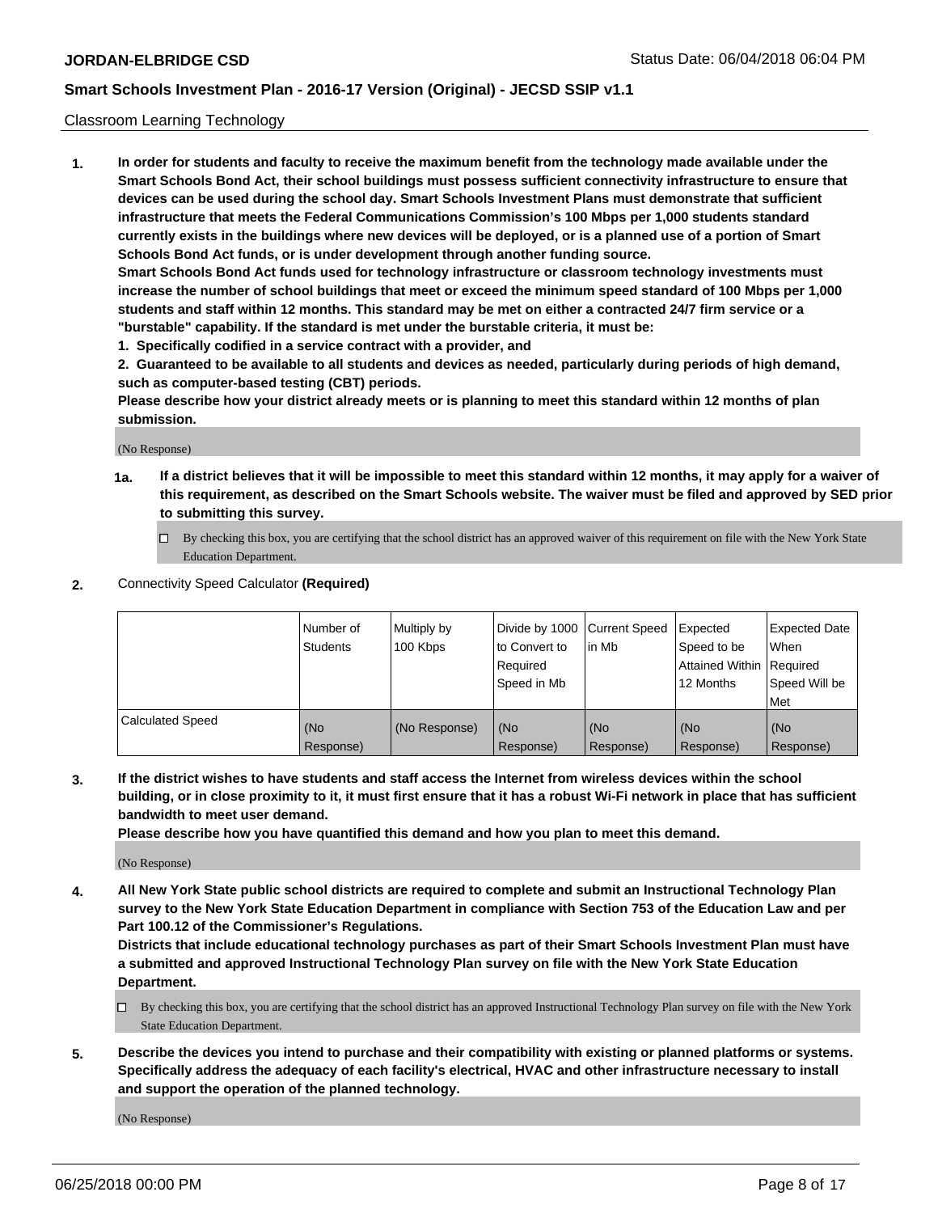Classroom Learning Technology

**1. In order for students and faculty to receive the maximum benefit from the technology made available under the Smart Schools Bond Act, their school buildings must possess sufficient connectivity infrastructure to ensure that devices can be used during the school day. Smart Schools Investment Plans must demonstrate that sufficient infrastructure that meets the Federal Communications Commission's 100 Mbps per 1,000 students standard currently exists in the buildings where new devices will be deployed, or is a planned use of a portion of Smart Schools Bond Act funds, or is under development through another funding source.**

**Smart Schools Bond Act funds used for technology infrastructure or classroom technology investments must increase the number of school buildings that meet or exceed the minimum speed standard of 100 Mbps per 1,000 students and staff within 12 months. This standard may be met on either a contracted 24/7 firm service or a "burstable" capability. If the standard is met under the burstable criteria, it must be:**

**1. Specifically codified in a service contract with a provider, and**

**2. Guaranteed to be available to all students and devices as needed, particularly during periods of high demand, such as computer-based testing (CBT) periods.**

**Please describe how your district already meets or is planning to meet this standard within 12 months of plan submission.**

(No Response)

**1a. If a district believes that it will be impossible to meet this standard within 12 months, it may apply for a waiver of this requirement, as described on the Smart Schools website. The waiver must be filed and approved by SED prior to submitting this survey.**

☐ By checking this box, you are certifying that the school district has an approved waiver of this requirement on file with the New York State Education Department.

**2.** Connectivity Speed Calculator **(Required)**

| | Number of Students | Multiply by 100 Kbps | Divide by 1000 to Convert to Required Speed in Mb | Current Speed in Mb | Expected Speed to be Attained Within 12 Months | Expected Date When Required Speed Will be Met |
|---|---|---|---|---|---|---|
| Calculated Speed | (No Response) | (No Response) | (No Response) | (No Response) | (No Response) | (No Response) |

**3. If the district wishes to have students and staff access the Internet from wireless devices within the school building, or in close proximity to it, it must first ensure that it has a robust Wi-Fi network in place that has sufficient bandwidth to meet user demand.**

**Please describe how you have quantified this demand and how you plan to meet this demand.**

(No Response)

**4. All New York State public school districts are required to complete and submit an Instructional Technology Plan survey to the New York State Education Department in compliance with Section 753 of the Education Law and per Part 100.12 of the Commissioner's Regulations.**

**Districts that include educational technology purchases as part of their Smart Schools Investment Plan must have a submitted and approved Instructional Technology Plan survey on file with the New York State Education Department.**

☐ By checking this box, you are certifying that the school district has an approved Instructional Technology Plan survey on file with the New York State Education Department.

**5. Describe the devices you intend to purchase and their compatibility with existing or planned platforms or systems. Specifically address the adequacy of each facility's electrical, HVAC and other infrastructure necessary to install and support the operation of the planned technology.**

(No Response)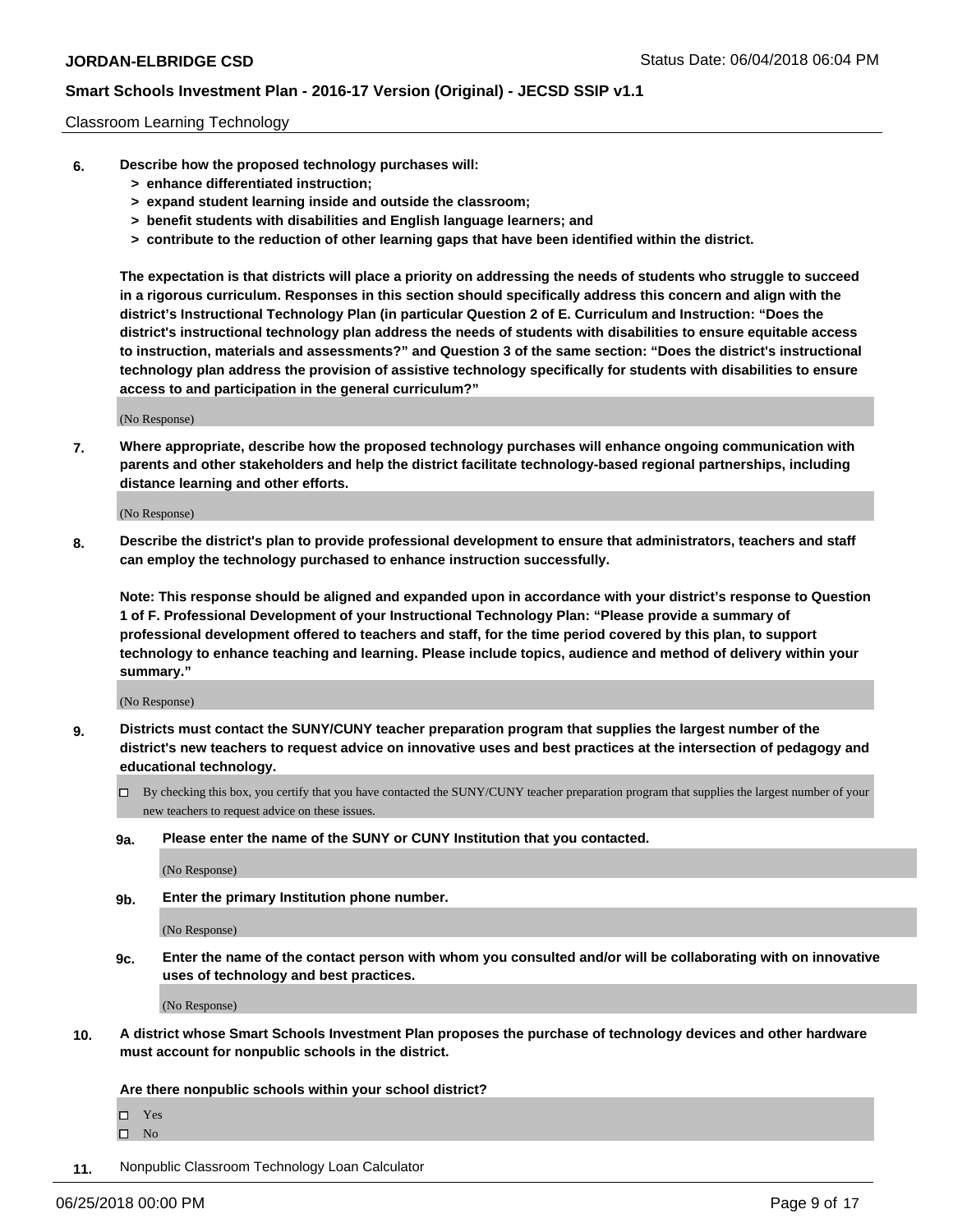Classroom Learning Technology

**6. Describe how the proposed technology purchases will:**
**> enhance differentiated instruction;**
**> expand student learning inside and outside the classroom;**
**> benefit students with disabilities and English language learners; and**
**> contribute to the reduction of other learning gaps that have been identified within the district.**

**The expectation is that districts will place a priority on addressing the needs of students who struggle to succeed in a rigorous curriculum. Responses in this section should specifically address this concern and align with the district's Instructional Technology Plan (in particular Question 2 of E. Curriculum and Instruction: "Does the district's instructional technology plan address the needs of students with disabilities to ensure equitable access to instruction, materials and assessments?" and Question 3 of the same section: "Does the district's instructional technology plan address the provision of assistive technology specifically for students with disabilities to ensure access to and participation in the general curriculum?"**

(No Response)

**7. Where appropriate, describe how the proposed technology purchases will enhance ongoing communication with parents and other stakeholders and help the district facilitate technology-based regional partnerships, including distance learning and other efforts.**

(No Response)

**8. Describe the district's plan to provide professional development to ensure that administrators, teachers and staff can employ the technology purchased to enhance instruction successfully.**

**Note: This response should be aligned and expanded upon in accordance with your district's response to Question 1 of F. Professional Development of your Instructional Technology Plan: "Please provide a summary of professional development offered to teachers and staff, for the time period covered by this plan, to support technology to enhance teaching and learning. Please include topics, audience and method of delivery within your summary."**

(No Response)

**9. Districts must contact the SUNY/CUNY teacher preparation program that supplies the largest number of the district's new teachers to request advice on innovative uses and best practices at the intersection of pedagogy and educational technology.**

☐ By checking this box, you certify that you have contacted the SUNY/CUNY teacher preparation program that supplies the largest number of your new teachers to request advice on these issues.

**9a. Please enter the name of the SUNY or CUNY Institution that you contacted.**

(No Response)

**9b. Enter the primary Institution phone number.**

(No Response)

**9c. Enter the name of the contact person with whom you consulted and/or will be collaborating with on innovative uses of technology and best practices.**

(No Response)

**10. A district whose Smart Schools Investment Plan proposes the purchase of technology devices and other hardware must account for nonpublic schools in the district.**

**Are there nonpublic schools within your school district?**

☐ Yes
☐ No

**11.** Nonpublic Classroom Technology Loan Calculator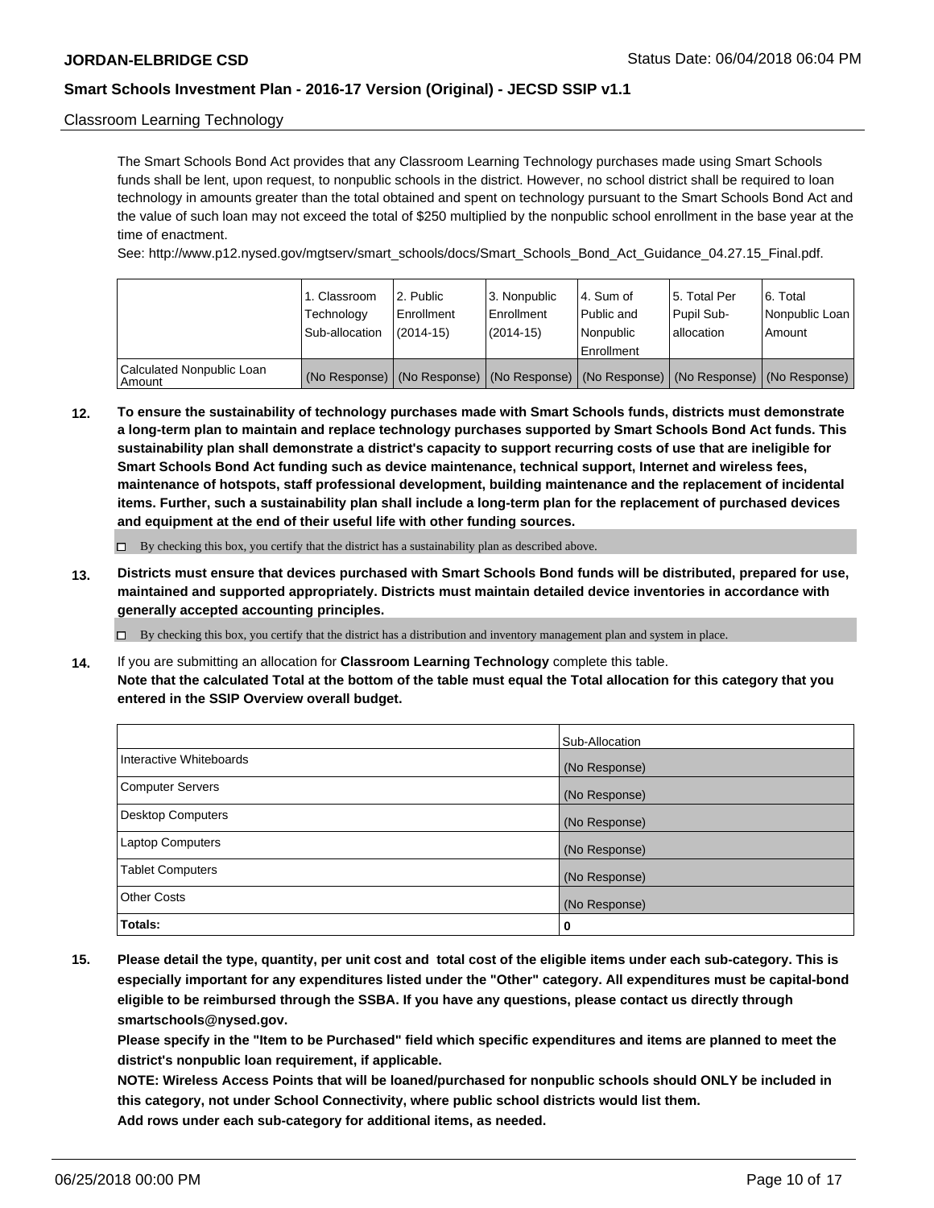Classroom Learning Technology

The Smart Schools Bond Act provides that any Classroom Learning Technology purchases made using Smart Schools funds shall be lent, upon request, to nonpublic schools in the district. However, no school district shall be required to loan technology in amounts greater than the total obtained and spent on technology pursuant to the Smart Schools Bond Act and the value of such loan may not exceed the total of $250 multiplied by the nonpublic school enrollment in the base year at the time of enactment.

See: http://www.p12.nysed.gov/mgtserv/smart_schools/docs/Smart_Schools_Bond_Act_Guidance_04.27.15_Final.pdf.

| | 1. Classroom Technology Sub-allocation | 2. Public Enrollment (2014-15) | 3. Nonpublic Enrollment (2014-15) | 4. Sum of Public and Nonpublic Enrollment | 5. Total Per Pupil Sub-allocation | 6. Total Nonpublic Loan Amount |
|---|---|---|---|---|---|---|
| Calculated Nonpublic Loan Amount | (No Response) | (No Response) | (No Response) | (No Response) | (No Response) | (No Response) |

**12. To ensure the sustainability of technology purchases made with Smart Schools funds, districts must demonstrate a long-term plan to maintain and replace technology purchases supported by Smart Schools Bond Act funds. This sustainability plan shall demonstrate a district's capacity to support recurring costs of use that are ineligible for Smart Schools Bond Act funding such as device maintenance, technical support, Internet and wireless fees, maintenance of hotspots, staff professional development, building maintenance and the replacement of incidental items. Further, such a sustainability plan shall include a long-term plan for the replacement of purchased devices and equipment at the end of their useful life with other funding sources.**

☐ By checking this box, you certify that the district has a sustainability plan as described above.

**13. Districts must ensure that devices purchased with Smart Schools Bond funds will be distributed, prepared for use, maintained and supported appropriately. Districts must maintain detailed device inventories in accordance with generally accepted accounting principles.**

☐ By checking this box, you certify that the district has a distribution and inventory management plan and system in place.

**14.** If you are submitting an allocation for **Classroom Learning Technology** complete this table.
**Note that the calculated Total at the bottom of the table must equal the Total allocation for this category that you entered in the SSIP Overview overall budget.**

| | Sub-Allocation |
|---|---|
| Interactive Whiteboards | (No Response) |
| Computer Servers | (No Response) |
| Desktop Computers | (No Response) |
| Laptop Computers | (No Response) |
| Tablet Computers | (No Response) |
| Other Costs | (No Response) |
| **Totals:** | **0** |

**15. Please detail the type, quantity, per unit cost and total cost of the eligible items under each sub-category. This is especially important for any expenditures listed under the "Other" category. All expenditures must be capital-bond eligible to be reimbursed through the SSBA. If you have any questions, please contact us directly through smartschools@nysed.gov.**

**Please specify in the "Item to be Purchased" field which specific expenditures and items are planned to meet the district's nonpublic loan requirement, if applicable.**

**NOTE: Wireless Access Points that will be loaned/purchased for nonpublic schools should ONLY be included in this category, not under School Connectivity, where public school districts would list them.**

**Add rows under each sub-category for additional items, as needed.**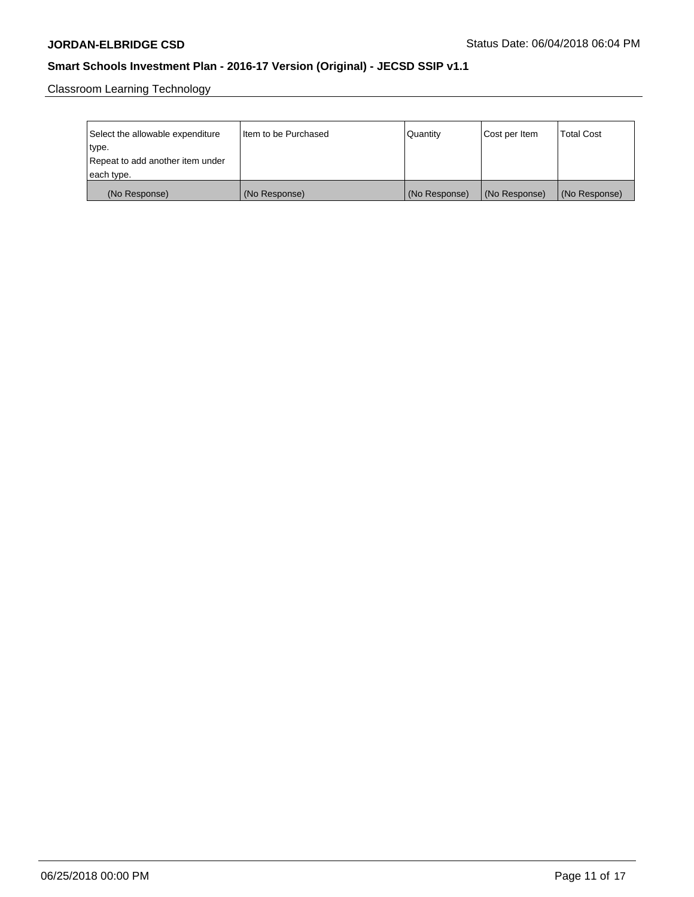Classroom Learning Technology

| Select the allowable expenditure type. Repeat to add another item under each type. | Item to be Purchased | Quantity | Cost per Item | Total Cost |
| --- | --- | --- | --- | --- |
| (No Response) | (No Response) | (No Response) | (No Response) | (No Response) |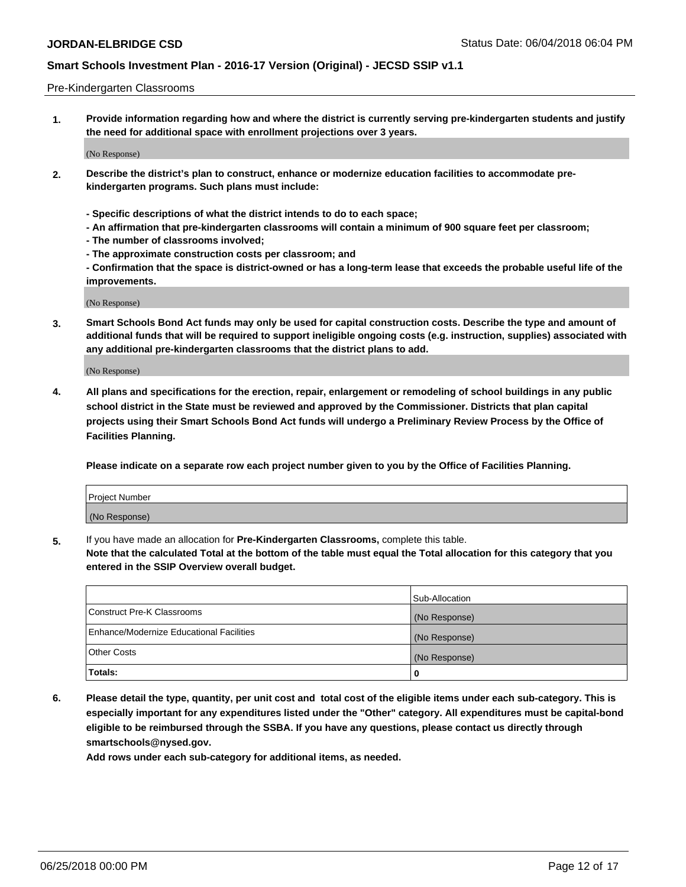Pre-Kindergarten Classrooms

**1. Provide information regarding how and where the district is currently serving pre-kindergarten students and justify the need for additional space with enrollment projections over 3 years.**

(No Response)

**2. Describe the district's plan to construct, enhance or modernize education facilities to accommodate pre-kindergarten programs. Such plans must include:**

**- Specific descriptions of what the district intends to do to each space;**
**- An affirmation that pre-kindergarten classrooms will contain a minimum of 900 square feet per classroom;**
**- The number of classrooms involved;**
**- The approximate construction costs per classroom; and**
**- Confirmation that the space is district-owned or has a long-term lease that exceeds the probable useful life of the improvements.**

(No Response)

**3. Smart Schools Bond Act funds may only be used for capital construction costs. Describe the type and amount of additional funds that will be required to support ineligible ongoing costs (e.g. instruction, supplies) associated with any additional pre-kindergarten classrooms that the district plans to add.**

(No Response)

**4. All plans and specifications for the erection, repair, enlargement or remodeling of school buildings in any public school district in the State must be reviewed and approved by the Commissioner. Districts that plan capital projects using their Smart Schools Bond Act funds will undergo a Preliminary Review Process by the Office of Facilities Planning.**

**Please indicate on a separate row each project number given to you by the Office of Facilities Planning.**

| Project Number |
| --- |
| (No Response) |

5. If you have made an allocation for **Pre-Kindergarten Classrooms,** complete this table.
**Note that the calculated Total at the bottom of the table must equal the Total allocation for this category that you entered in the SSIP Overview overall budget.**

| | Sub-Allocation |
| --- | --- |
| Construct Pre-K Classrooms | (No Response) |
| Enhance/Modernize Educational Facilities | (No Response) |
| Other Costs | (No Response) |
| **Totals:** | **0** |

**6. Please detail the type, quantity, per unit cost and total cost of the eligible items under each sub-category. This is especially important for any expenditures listed under the "Other" category. All expenditures must be capital-bond eligible to be reimbursed through the SSBA. If you have any questions, please contact us directly through smartschools@nysed.gov.**
**Add rows under each sub-category for additional items, as needed.**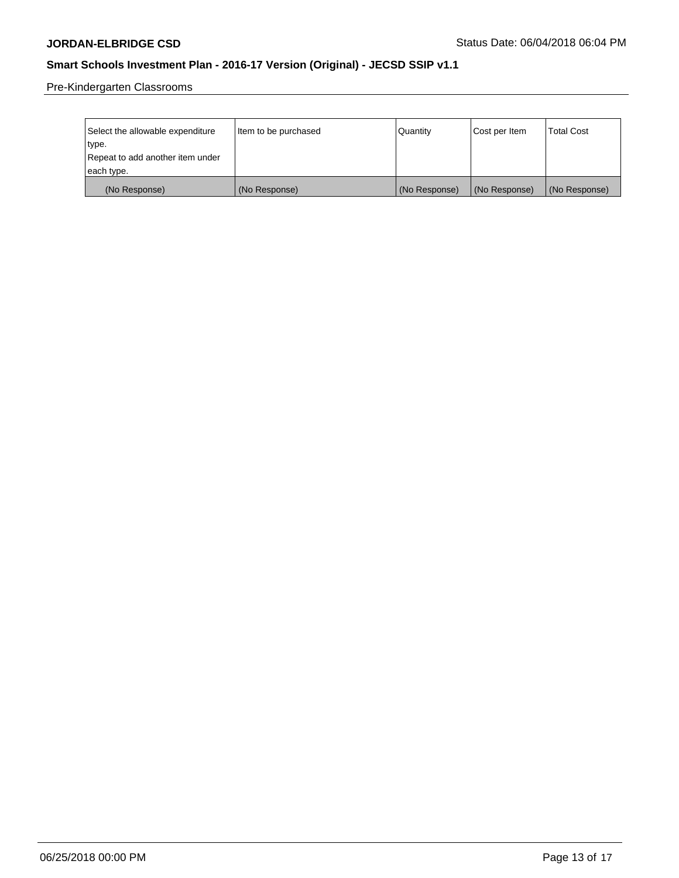Pre-Kindergarten Classrooms

| Select the allowable expenditure type. Repeat to add another item under each type. | Item to be purchased | Quantity | Cost per Item | Total Cost |
|---|---|---|---|---|
| (No Response) | (No Response) | (No Response) | (No Response) | (No Response) |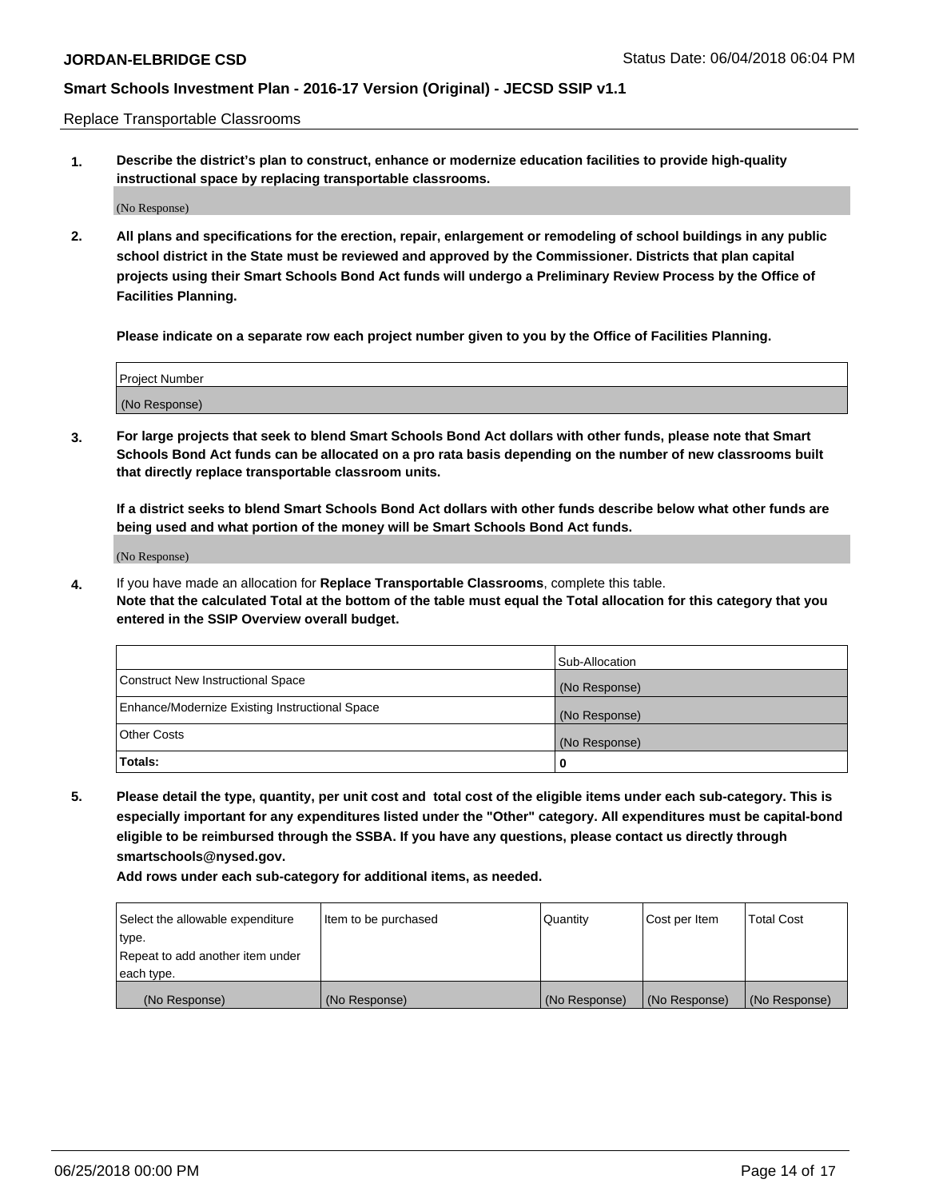Replace Transportable Classrooms

**1. Describe the district's plan to construct, enhance or modernize education facilities to provide high-quality instructional space by replacing transportable classrooms.**

(No Response)

**2. All plans and specifications for the erection, repair, enlargement or remodeling of school buildings in any public school district in the State must be reviewed and approved by the Commissioner. Districts that plan capital projects using their Smart Schools Bond Act funds will undergo a Preliminary Review Process by the Office of Facilities Planning.**

**Please indicate on a separate row each project number given to you by the Office of Facilities Planning.**

| Project Number |
|---|
| (No Response) |

**3. For large projects that seek to blend Smart Schools Bond Act dollars with other funds, please note that Smart Schools Bond Act funds can be allocated on a pro rata basis depending on the number of new classrooms built that directly replace transportable classroom units.**

**If a district seeks to blend Smart Schools Bond Act dollars with other funds describe below what other funds are being used and what portion of the money will be Smart Schools Bond Act funds.**

(No Response)

**4.** If you have made an allocation for **Replace Transportable Classrooms**, complete this table.
**Note that the calculated Total at the bottom of the table must equal the Total allocation for this category that you entered in the SSIP Overview overall budget.**

| | Sub-Allocation |
|---|---|
| Construct New Instructional Space | (No Response) |
| Enhance/Modernize Existing Instructional Space | (No Response) |
| Other Costs | (No Response) |
| **Totals:** | 0 |

**5. Please detail the type, quantity, per unit cost and total cost of the eligible items under each sub-category. This is especially important for any expenditures listed under the "Other" category. All expenditures must be capital-bond eligible to be reimbursed through the SSBA. If you have any questions, please contact us directly through smartschools@nysed.gov.**

**Add rows under each sub-category for additional items, as needed.**

| Select the allowable expenditure type. Repeat to add another item under each type. | Item to be purchased | Quantity | Cost per Item | Total Cost |
|---|---|---|---|---|
| (No Response) | (No Response) | (No Response) | (No Response) | (No Response) |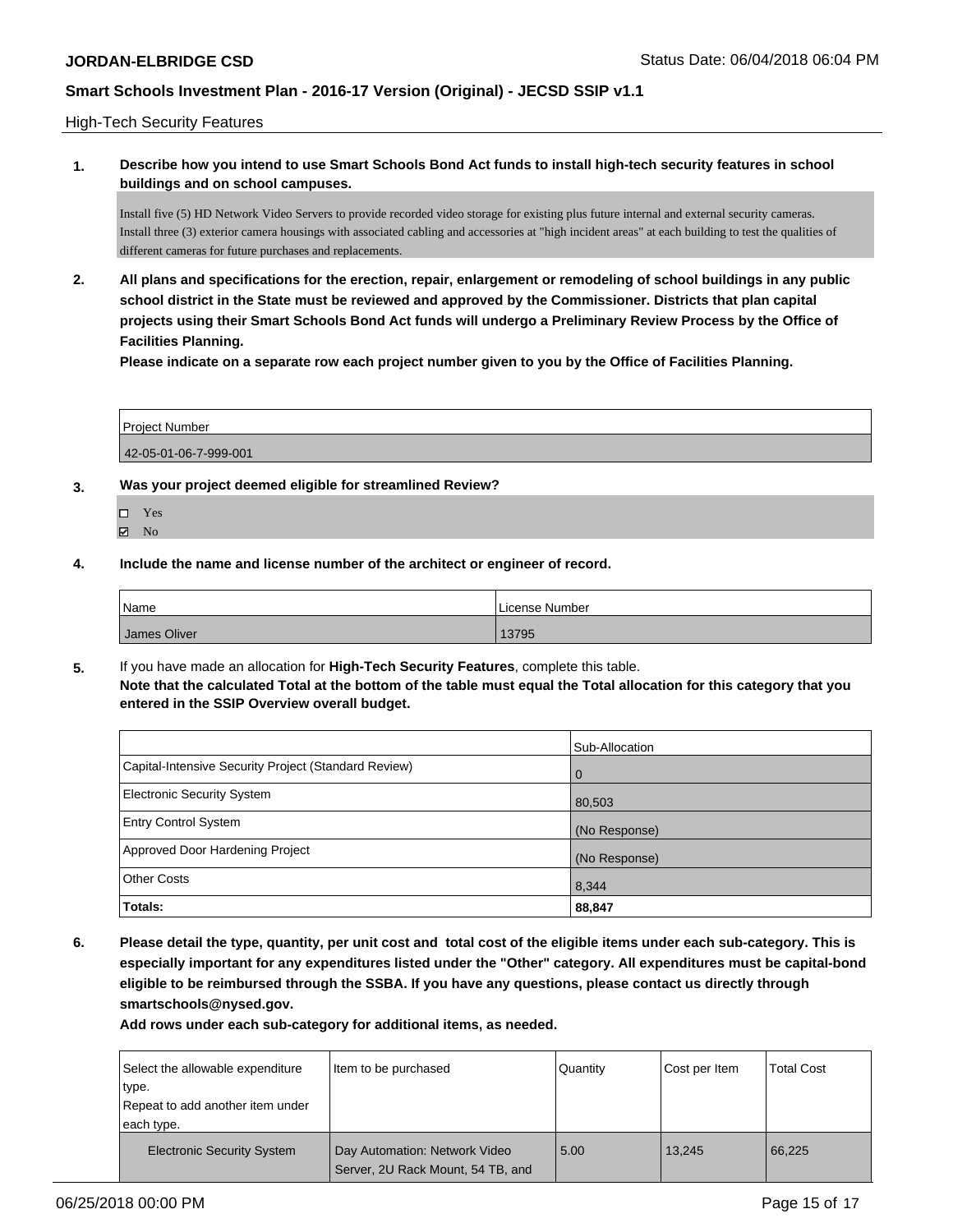High-Tech Security Features

**1. Describe how you intend to use Smart Schools Bond Act funds to install high-tech security features in school buildings and on school campuses.**

Install five (5) HD Network Video Servers to provide recorded video storage for existing plus future internal and external security cameras.
Install three (3) exterior camera housings with associated cabling and accessories at "high incident areas" at each building to test the qualities of different cameras for future purchases and replacements.

**2. All plans and specifications for the erection, repair, enlargement or remodeling of school buildings in any public school district in the State must be reviewed and approved by the Commissioner. Districts that plan capital projects using their Smart Schools Bond Act funds will undergo a Preliminary Review Process by the Office of Facilities Planning.**

**Please indicate on a separate row each project number given to you by the Office of Facilities Planning.**

| Project Number |
|---|
| 42-05-01-06-7-999-001 |

**3. Was your project deemed eligible for streamlined Review?**

- ☐ Yes
- ☑ No

**4. Include the name and license number of the architect or engineer of record.**

| Name | License Number |
|---|---|
| James Oliver | 13795 |

**5.** If you have made an allocation for **High-Tech Security Features**, complete this table.
**Note that the calculated Total at the bottom of the table must equal the Total allocation for this category that you entered in the SSIP Overview overall budget.**

| | Sub-Allocation |
|---|---|
| Capital-Intensive Security Project (Standard Review) | 0 |
| Electronic Security System | 80,503 |
| Entry Control System | (No Response) |
| Approved Door Hardening Project | (No Response) |
| Other Costs | 8,344 |
| **Totals:** | **88,847** |

**6. Please detail the type, quantity, per unit cost and total cost of the eligible items under each sub-category. This is especially important for any expenditures listed under the "Other" category. All expenditures must be capital-bond eligible to be reimbursed through the SSBA. If you have any questions, please contact us directly through smartschools@nysed.gov.**

**Add rows under each sub-category for additional items, as needed.**

| Select the allowable expenditure type. Repeat to add another item under each type. | Item to be purchased | Quantity | Cost per Item | Total Cost |
|---|---|---|---|---|
| Electronic Security System | Day Automation: Network Video Server, 2U Rack Mount, 54 TB, and | 5.00 | 13,245 | 66,225 |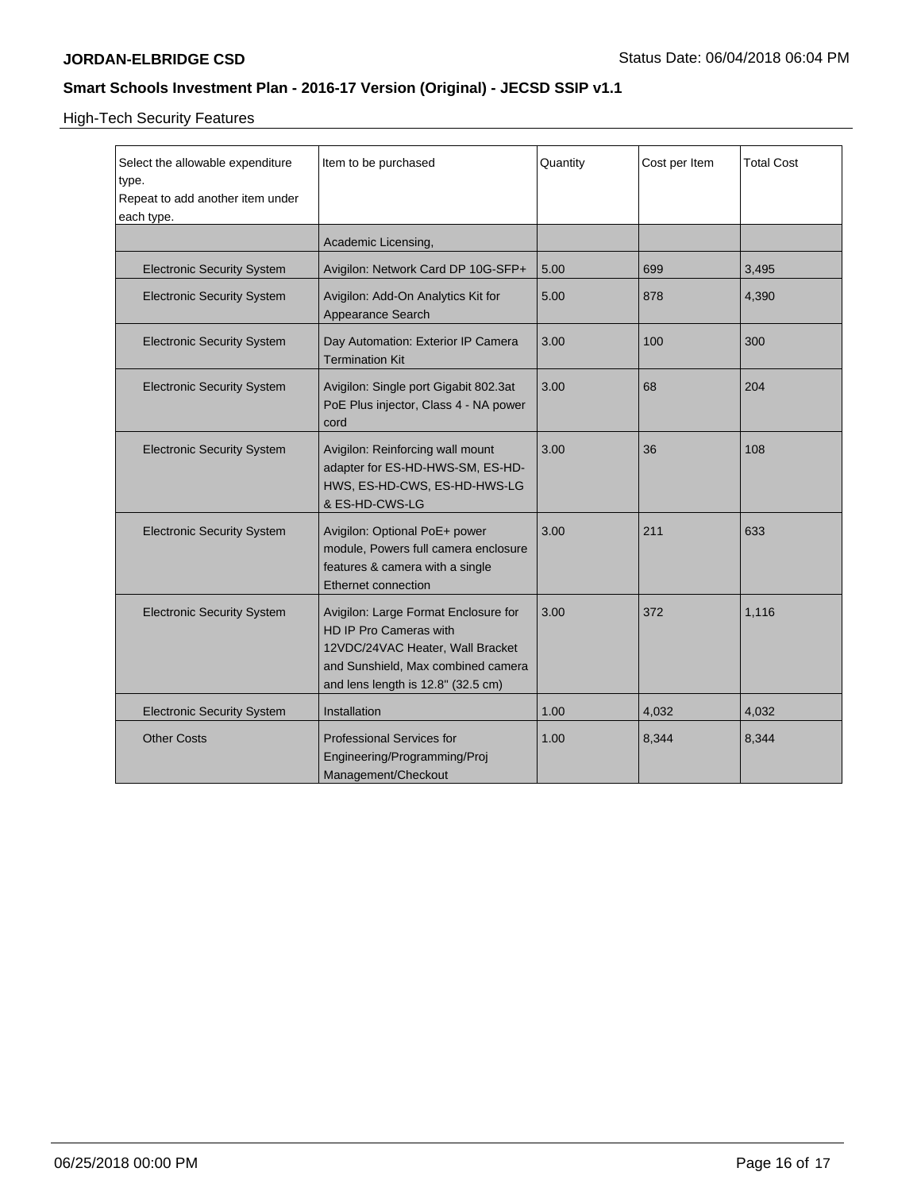High-Tech Security Features

| Select the allowable expenditure type.<br>Repeat to add another item under each type. | Item to be purchased | Quantity | Cost per Item | Total Cost |
| --- | --- | --- | --- | --- |
| | Academic Licensing, | | | |
| Electronic Security System | Avigilon: Network Card DP 10G-SFP+ | 5.00 | 699 | 3,495 |
| Electronic Security System | Avigilon: Add-On Analytics Kit for Appearance Search | 5.00 | 878 | 4,390 |
| Electronic Security System | Day Automation: Exterior IP Camera Termination Kit | 3.00 | 100 | 300 |
| Electronic Security System | Avigilon: Single port Gigabit 802.3at PoE Plus injector, Class 4 - NA power cord | 3.00 | 68 | 204 |
| Electronic Security System | Avigilon: Reinforcing wall mount adapter for ES-HD-HWS-SM, ES-HD-HWS, ES-HD-CWS, ES-HD-HWS-LG & ES-HD-CWS-LG | 3.00 | 36 | 108 |
| Electronic Security System | Avigilon: Optional PoE+ power module, Powers full camera enclosure features & camera with a single Ethernet connection | 3.00 | 211 | 633 |
| Electronic Security System | Avigilon: Large Format Enclosure for HD IP Pro Cameras with 12VDC/24VAC Heater, Wall Bracket and Sunshield, Max combined camera and lens length is 12.8" (32.5 cm) | 3.00 | 372 | 1,116 |
| Electronic Security System | Installation | 1.00 | 4,032 | 4,032 |
| Other Costs | Professional Services for Engineering/Programming/Proj Management/Checkout | 1.00 | 8,344 | 8,344 |